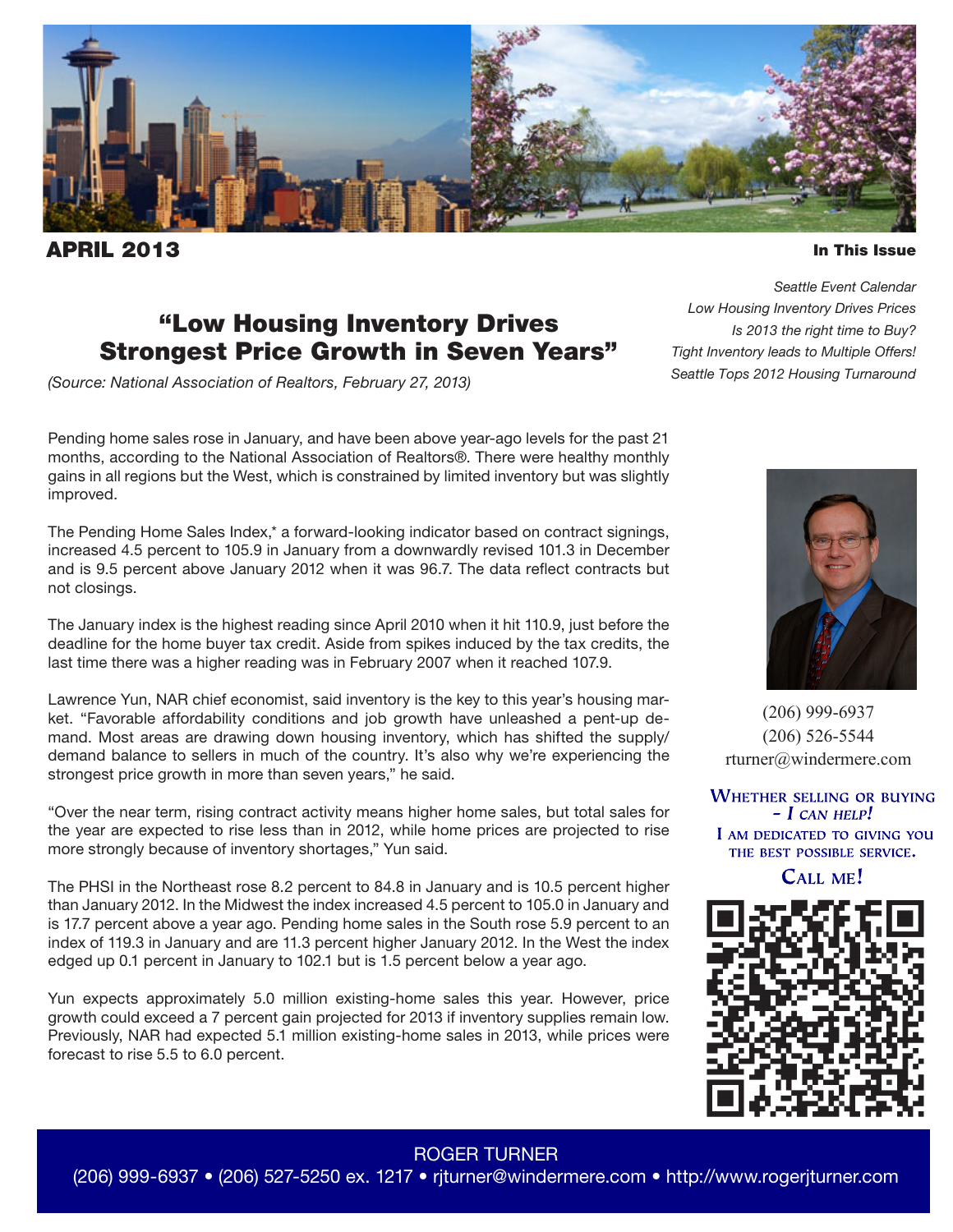**APRIL 2013**

**In This Issue**

*Seattle Event Calendar*
*Low Housing Inventory Drives Prices*
*Is 2013 the right time to Buy?*
*Tight Inventory leads to Multiple Offers!*
*Seattle Tops 2012 Housing Turnaround*

## "Low Housing Inventory Drives Strongest Price Growth in Seven Years"

*(Source: National Association of Realtors, February 27, 2013)*

Pending home sales rose in January, and have been above year-ago levels for the past 21 months, according to the National Association of Realtors®. There were healthy monthly gains in all regions but the West, which is constrained by limited inventory but was slightly improved.

The Pending Home Sales Index,* a forward-looking indicator based on contract signings, increased 4.5 percent to 105.9 in January from a downwardly revised 101.3 in December and is 9.5 percent above January 2012 when it was 96.7. The data reflect contracts but not closings.

The January index is the highest reading since April 2010 when it hit 110.9, just before the deadline for the home buyer tax credit. Aside from spikes induced by the tax credits, the last time there was a higher reading was in February 2007 when it reached 107.9.

Lawrence Yun, NAR chief economist, said inventory is the key to this year's housing market. "Favorable affordability conditions and job growth have unleashed a pent-up demand. Most areas are drawing down housing inventory, which has shifted the supply/demand balance to sellers in much of the country. It's also why we're experiencing the strongest price growth in more than seven years," he said.

"Over the near term, rising contract activity means higher home sales, but total sales for the year are expected to rise less than in 2012, while home prices are projected to rise more strongly because of inventory shortages," Yun said.

The PHSI in the Northeast rose 8.2 percent to 84.8 in January and is 10.5 percent higher than January 2012. In the Midwest the index increased 4.5 percent to 105.0 in January and is 17.7 percent above a year ago. Pending home sales in the South rose 5.9 percent to an index of 119.3 in January and are 11.3 percent higher January 2012. In the West the index edged up 0.1 percent in January to 102.1 but is 1.5 percent below a year ago.

Yun expects approximately 5.0 million existing-home sales this year. However, price growth could exceed a 7 percent gain projected for 2013 if inventory supplies remain low. Previously, NAR had expected 5.1 million existing-home sales in 2013, while prices were forecast to rise 5.5 to 6.0 percent.

(206) 999-6937
(206) 526-5544
rturner@windermere.com

**Whether selling or buying – *I can help!***
**I am dedicated to giving you the best possible service.**
**Call me!**

ROGER TURNER
(206) 999-6937 • (206) 527-5250 ex. 1217 • rjturner@windermere.com • http://www.rogerjturner.com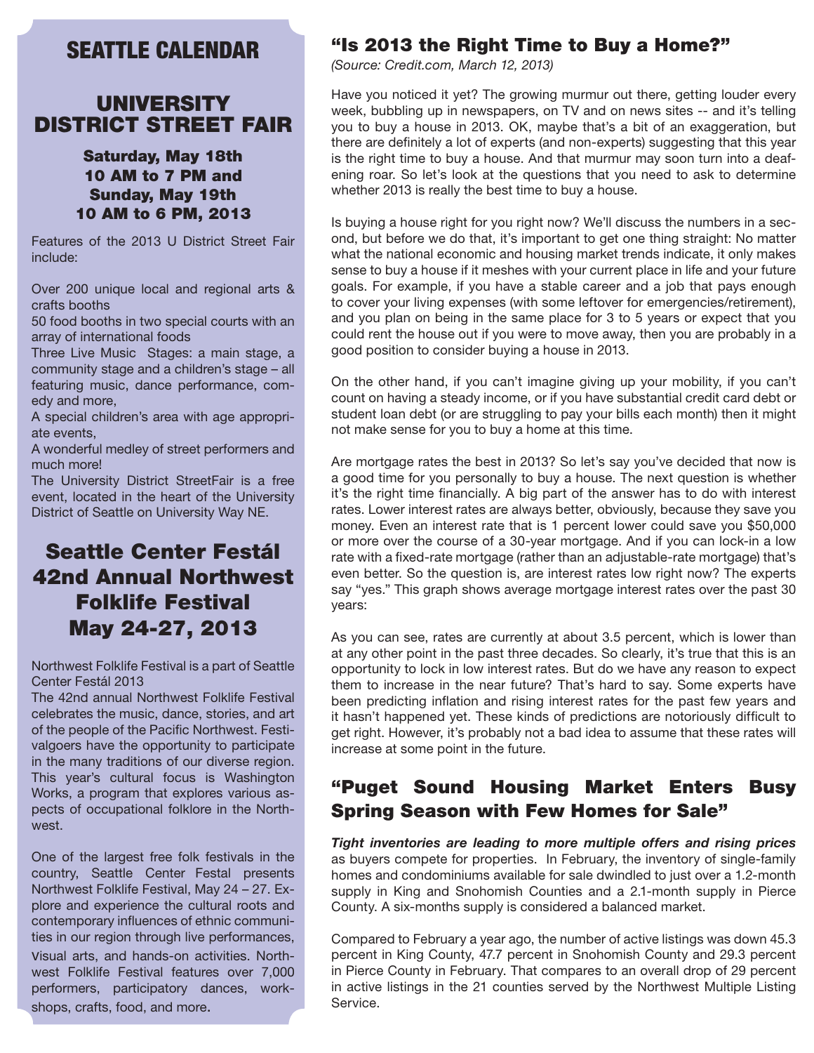# SEATTLE CALENDAR

## UNIVERSITY DISTRICT STREET FAIR

**Saturday, May 18th**
**10 AM to 7 PM and**
**Sunday, May 19th**
**10 AM to 6 PM, 2013**

Features of the 2013 U District Street Fair include:

Over 200 unique local and regional arts & crafts booths
50 food booths in two special courts with an array of international foods
Three Live Music Stages: a main stage, a community stage and a children's stage – all featuring music, dance performance, comedy and more,
A special children's area with age appropriate events,
A wonderful medley of street performers and much more!
The University District StreetFair is a free event, located in the heart of the University District of Seattle on University Way NE.

## Seattle Center Festál 42nd Annual Northwest Folklife Festival May 24-27, 2013

Northwest Folklife Festival is a part of Seattle Center Festál 2013
The 42nd annual Northwest Folklife Festival celebrates the music, dance, stories, and art of the people of the Pacific Northwest. Festivalgoers have the opportunity to participate in the many traditions of our diverse region. This year's cultural focus is Washington Works, a program that explores various aspects of occupational folklore in the Northwest.

One of the largest free folk festivals in the country, Seattle Center Festal presents Northwest Folklife Festival, May 24 – 27. Explore and experience the cultural roots and contemporary influences of ethnic communities in our region through live performances, visual arts, and hands-on activities. Northwest Folklife Festival features over 7,000 performers, participatory dances, workshops, crafts, food, and more.

## "Is 2013 the Right Time to Buy a Home?"

*(Source: Credit.com, March 12, 2013)*

Have you noticed it yet? The growing murmur out there, getting louder every week, bubbling up in newspapers, on TV and on news sites -- and it's telling you to buy a house in 2013. OK, maybe that's a bit of an exaggeration, but there are definitely a lot of experts (and non-experts) suggesting that this year is the right time to buy a house. And that murmur may soon turn into a deafening roar. So let's look at the questions that you need to ask to determine whether 2013 is really the best time to buy a house.

Is buying a house right for you right now? We'll discuss the numbers in a second, but before we do that, it's important to get one thing straight: No matter what the national economic and housing market trends indicate, it only makes sense to buy a house if it meshes with your current place in life and your future goals. For example, if you have a stable career and a job that pays enough to cover your living expenses (with some leftover for emergencies/retirement), and you plan on being in the same place for 3 to 5 years or expect that you could rent the house out if you were to move away, then you are probably in a good position to consider buying a house in 2013.

On the other hand, if you can't imagine giving up your mobility, if you can't count on having a steady income, or if you have substantial credit card debt or student loan debt (or are struggling to pay your bills each month) then it might not make sense for you to buy a home at this time.

Are mortgage rates the best in 2013? So let's say you've decided that now is a good time for you personally to buy a house. The next question is whether it's the right time financially. A big part of the answer has to do with interest rates. Lower interest rates are always better, obviously, because they save you money. Even an interest rate that is 1 percent lower could save you $50,000 or more over the course of a 30-year mortgage. And if you can lock-in a low rate with a fixed-rate mortgage (rather than an adjustable-rate mortgage) that's even better. So the question is, are interest rates low right now? The experts say "yes." This graph shows average mortgage interest rates over the past 30 years:

As you can see, rates are currently at about 3.5 percent, which is lower than at any other point in the past three decades. So clearly, it's true that this is an opportunity to lock in low interest rates. But do we have any reason to expect them to increase in the near future? That's hard to say. Some experts have been predicting inflation and rising interest rates for the past few years and it hasn't happened yet. These kinds of predictions are notoriously difficult to get right. However, it's probably not a bad idea to assume that these rates will increase at some point in the future.

## "Puget Sound Housing Market Enters Busy Spring Season with Few Homes for Sale"

***Tight inventories are leading to more multiple offers and rising prices*** as buyers compete for properties. In February, the inventory of single-family homes and condominiums available for sale dwindled to just over a 1.2-month supply in King and Snohomish Counties and a 2.1-month supply in Pierce County. A six-months supply is considered a balanced market.

Compared to February a year ago, the number of active listings was down 45.3 percent in King County, 47.7 percent in Snohomish County and 29.3 percent in Pierce County in February. That compares to an overall drop of 29 percent in active listings in the 21 counties served by the Northwest Multiple Listing Service.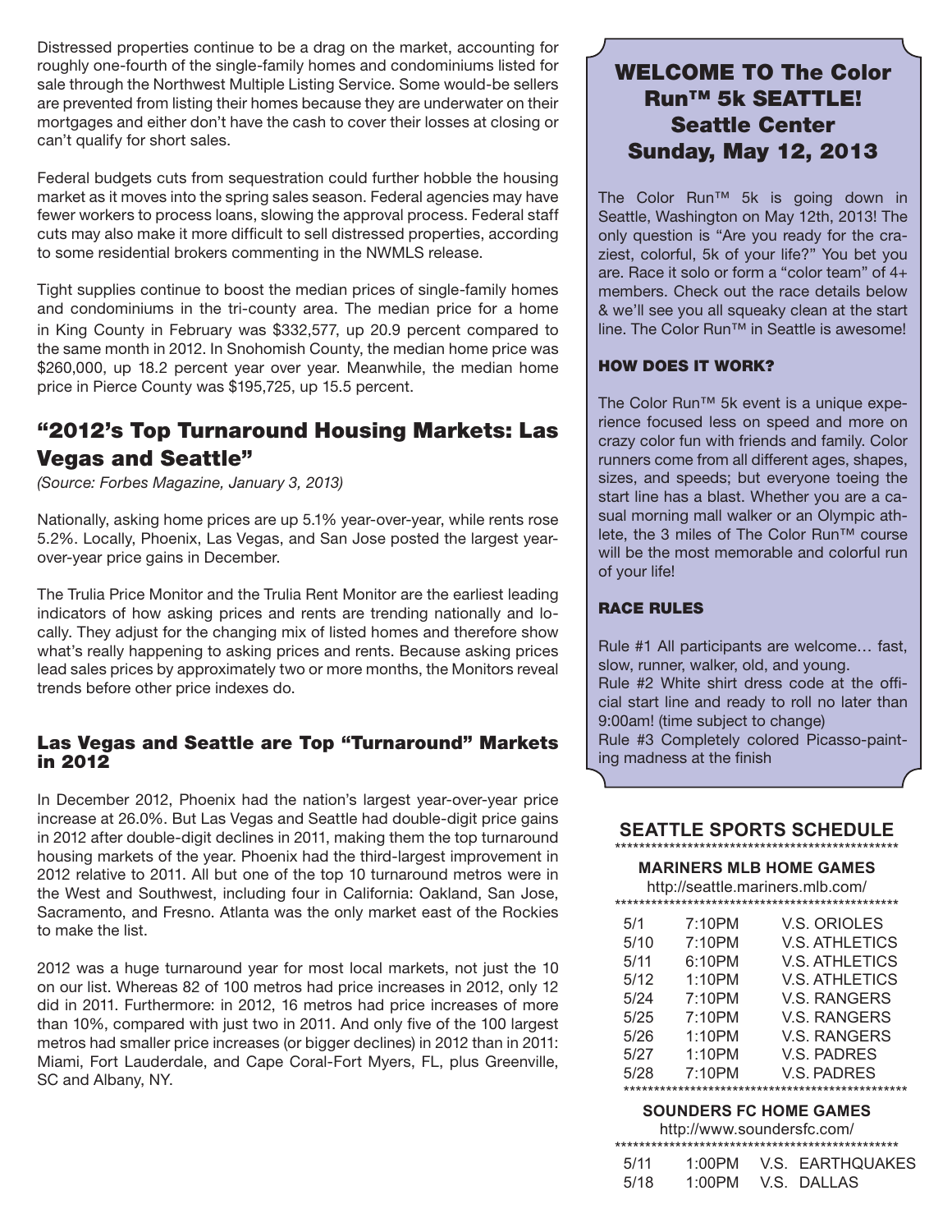Distressed properties continue to be a drag on the market, accounting for roughly one-fourth of the single-family homes and condominiums listed for sale through the Northwest Multiple Listing Service. Some would-be sellers are prevented from listing their homes because they are underwater on their mortgages and either don't have the cash to cover their losses at closing or can't qualify for short sales.

Federal budgets cuts from sequestration could further hobble the housing market as it moves into the spring sales season. Federal agencies may have fewer workers to process loans, slowing the approval process. Federal staff cuts may also make it more difficult to sell distressed properties, according to some residential brokers commenting in the NWMLS release.

Tight supplies continue to boost the median prices of single-family homes and condominiums in the tri-county area. The median price for a home in King County in February was $332,577, up 20.9 percent compared to the same month in 2012. In Snohomish County, the median home price was $260,000, up 18.2 percent year over year. Meanwhile, the median home price in Pierce County was $195,725, up 15.5 percent.

## "2012's Top Turnaround Housing Markets: Las Vegas and Seattle"

*(Source: Forbes Magazine, January 3, 2013)*

Nationally, asking home prices are up 5.1% year-over-year, while rents rose 5.2%. Locally, Phoenix, Las Vegas, and San Jose posted the largest year-over-year price gains in December.

The Trulia Price Monitor and the Trulia Rent Monitor are the earliest leading indicators of how asking prices and rents are trending nationally and locally. They adjust for the changing mix of listed homes and therefore show what's really happening to asking prices and rents. Because asking prices lead sales prices by approximately two or more months, the Monitors reveal trends before other price indexes do.

### Las Vegas and Seattle are Top "Turnaround" Markets in 2012

In December 2012, Phoenix had the nation's largest year-over-year price increase at 26.0%. But Las Vegas and Seattle had double-digit price gains in 2012 after double-digit declines in 2011, making them the top turnaround housing markets of the year. Phoenix had the third-largest improvement in 2012 relative to 2011. All but one of the top 10 turnaround metros were in the West and Southwest, including four in California: Oakland, San Jose, Sacramento, and Fresno. Atlanta was the only market east of the Rockies to make the list.

2012 was a huge turnaround year for most local markets, not just the 10 on our list. Whereas 82 of 100 metros had price increases in 2012, only 12 did in 2011. Furthermore: in 2012, 16 metros had price increases of more than 10%, compared with just two in 2011. And only five of the 100 largest metros had smaller price increases (or bigger declines) in 2012 than in 2011: Miami, Fort Lauderdale, and Cape Coral-Fort Myers, FL, plus Greenville, SC and Albany, NY.

## WELCOME TO The Color Run™ 5k SEATTLE! Seattle Center Sunday, May 12, 2013

The Color Run™ 5k is going down in Seattle, Washington on May 12th, 2013! The only question is "Are you ready for the craziest, colorful, 5k of your life?" You bet you are. Race it solo or form a "color team" of 4+ members. Check out the race details below & we'll see you all squeaky clean at the start line. The Color Run™ in Seattle is awesome!

### HOW DOES IT WORK?

The Color Run™ 5k event is a unique experience focused less on speed and more on crazy color fun with friends and family. Color runners come from all different ages, shapes, sizes, and speeds; but everyone toeing the start line has a blast. Whether you are a casual morning mall walker or an Olympic athlete, the 3 miles of The Color Run™ course will be the most memorable and colorful run of your life!

### RACE RULES

Rule #1 All participants are welcome… fast, slow, runner, walker, old, and young.
Rule #2 White shirt dress code at the official start line and ready to roll no later than 9:00am! (time subject to change)
Rule #3 Completely colored Picasso-painting madness at the finish

## SEATTLE SPORTS SCHEDULE

### MARINERS MLB HOME GAMES

http://seattle.mariners.mlb.com/

| Date | Time | Opponent |
|---|---|---|
| 5/1 | 7:10PM | V.S. ORIOLES |
| 5/10 | 7:10PM | V.S. ATHLETICS |
| 5/11 | 6:10PM | V.S. ATHLETICS |
| 5/12 | 1:10PM | V.S. ATHLETICS |
| 5/24 | 7:10PM | V.S. RANGERS |
| 5/25 | 7:10PM | V.S. RANGERS |
| 5/26 | 1:10PM | V.S. RANGERS |
| 5/27 | 1:10PM | V.S. PADRES |
| 5/28 | 7:10PM | V.S. PADRES |

### SOUNDERS FC HOME GAMES

http://www.soundersfc.com/

| Date | Time | Opponent |
|---|---|---|
| 5/11 | 1:00PM | V.S. EARTHQUAKES |
| 5/18 | 1:00PM | V.S. DALLAS |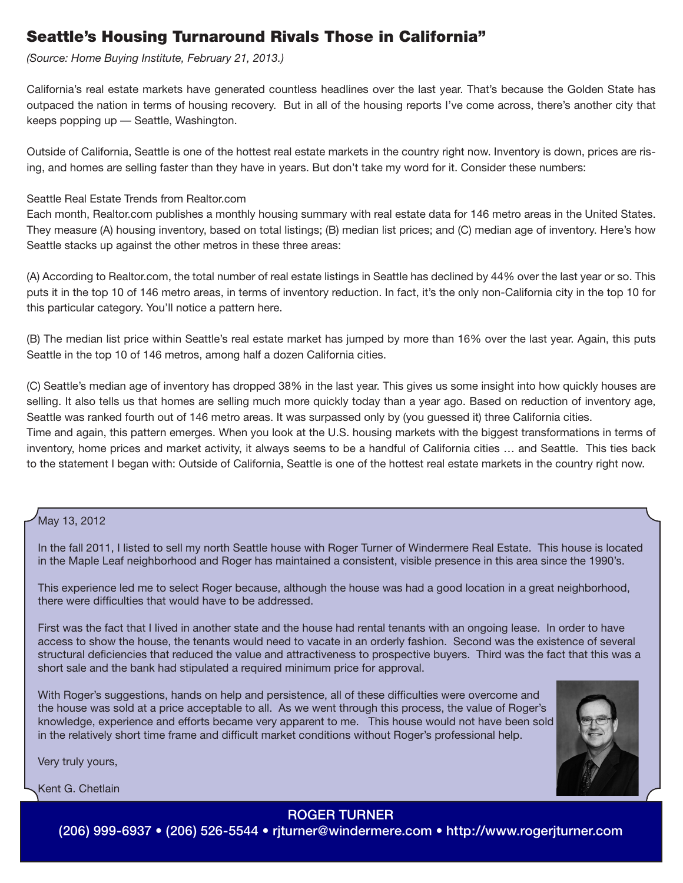# Seattle's Housing Turnaround Rivals Those in California"

*(Source: Home Buying Institute, February 21, 2013.)*

California's real estate markets have generated countless headlines over the last year. That's because the Golden State has outpaced the nation in terms of housing recovery. But in all of the housing reports I've come across, there's another city that keeps popping up — Seattle, Washington.

Outside of California, Seattle is one of the hottest real estate markets in the country right now. Inventory is down, prices are rising, and homes are selling faster than they have in years. But don't take my word for it. Consider these numbers:

Seattle Real Estate Trends from Realtor.com

Each month, Realtor.com publishes a monthly housing summary with real estate data for 146 metro areas in the United States. They measure (A) housing inventory, based on total listings; (B) median list prices; and (C) median age of inventory. Here's how Seattle stacks up against the other metros in these three areas:

(A) According to Realtor.com, the total number of real estate listings in Seattle has declined by 44% over the last year or so. This puts it in the top 10 of 146 metro areas, in terms of inventory reduction. In fact, it's the only non-California city in the top 10 for this particular category. You'll notice a pattern here.

(B) The median list price within Seattle's real estate market has jumped by more than 16% over the last year. Again, this puts Seattle in the top 10 of 146 metros, among half a dozen California cities.

(C) Seattle's median age of inventory has dropped 38% in the last year. This gives us some insight into how quickly houses are selling. It also tells us that homes are selling much more quickly today than a year ago. Based on reduction of inventory age, Seattle was ranked fourth out of 146 metro areas. It was surpassed only by (you guessed it) three California cities.

Time and again, this pattern emerges. When you look at the U.S. housing markets with the biggest transformations in terms of inventory, home prices and market activity, it always seems to be a handful of California cities … and Seattle. This ties back to the statement I began with: Outside of California, Seattle is one of the hottest real estate markets in the country right now.

May 13, 2012

In the fall 2011, I listed to sell my north Seattle house with Roger Turner of Windermere Real Estate. This house is located in the Maple Leaf neighborhood and Roger has maintained a consistent, visible presence in this area since the 1990's.

This experience led me to select Roger because, although the house was had a good location in a great neighborhood, there were difficulties that would have to be addressed.

First was the fact that I lived in another state and the house had rental tenants with an ongoing lease. In order to have access to show the house, the tenants would need to vacate in an orderly fashion. Second was the existence of several structural deficiencies that reduced the value and attractiveness to prospective buyers. Third was the fact that this was a short sale and the bank had stipulated a required minimum price for approval.

With Roger's suggestions, hands on help and persistence, all of these difficulties were overcome and the house was sold at a price acceptable to all. As we went through this process, the value of Roger's knowledge, experience and efforts became very apparent to me. This house would not have been sold in the relatively short time frame and difficult market conditions without Roger's professional help.

Very truly yours,

Kent G. Chetlain

**ROGER TURNER**

**(206) 999-6937 • (206) 526-5544 • rjturner@windermere.com • http://www.rogerjturner.com**